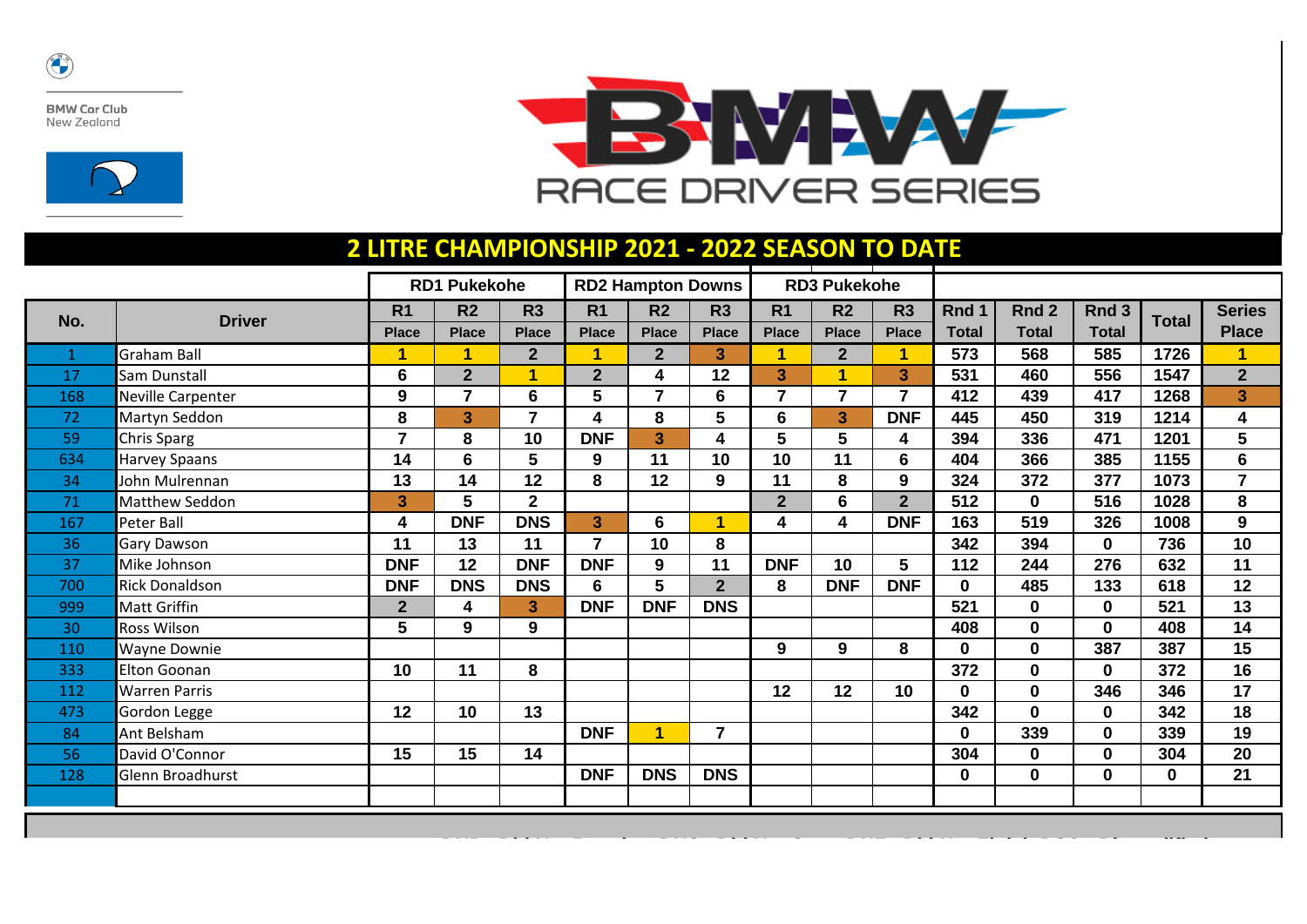BMW Car Club
New Zealand

BMW RACE DRIVER SERIES

## 2 LITRE CHAMPIONSHIP 2021 - 2022 SEASON TO DATE

| No. | Driver | RD1 Pukekohe | | | RD2 Hampton Downs | | | RD3 Pukekohe | | | | | | | |
|---|---|---|---|---|---|---|---|---|---|---|---|---|---|---|---|
| | | R1 Place | R2 Place | R3 Place | R1 Place | R2 Place | R3 Place | R1 Place | R2 Place | R3 Place | Rnd 1 Total | Rnd 2 Total | Rnd 3 Total | Total | Series Place |
| 1 | Graham Ball | 1 | 1 | 2 | 1 | 2 | 3 | 1 | 2 | 1 | 573 | 568 | 585 | 1726 | 1 |
| 17 | Sam Dunstall | 6 | 2 | 1 | 2 | 4 | 12 | 3 | 1 | 3 | 531 | 460 | 556 | 1547 | 2 |
| 168 | Neville Carpenter | 9 | 7 | 6 | 5 | 7 | 6 | 7 | 7 | 7 | 412 | 439 | 417 | 1268 | 3 |
| 72 | Martyn Seddon | 8 | 3 | 7 | 4 | 8 | 5 | 6 | 3 | DNF | 445 | 450 | 319 | 1214 | 4 |
| 59 | Chris Sparg | 7 | 8 | 10 | DNF | 3 | 4 | 5 | 5 | 4 | 394 | 336 | 471 | 1201 | 5 |
| 634 | Harvey Spaans | 14 | 6 | 5 | 9 | 11 | 10 | 10 | 11 | 6 | 404 | 366 | 385 | 1155 | 6 |
| 34 | John Mulrennan | 13 | 14 | 12 | 8 | 12 | 9 | 11 | 8 | 9 | 324 | 372 | 377 | 1073 | 7 |
| 71 | Matthew Seddon | 3 | 5 | 2 | | | | 2 | 6 | 2 | 512 | 0 | 516 | 1028 | 8 |
| 167 | Peter Ball | 4 | DNF | DNS | 3 | 6 | 1 | 4 | 4 | DNF | 163 | 519 | 326 | 1008 | 9 |
| 36 | Gary Dawson | 11 | 13 | 11 | 7 | 10 | 8 | | | | 342 | 394 | 0 | 736 | 10 |
| 37 | Mike Johnson | DNF | 12 | DNF | DNF | 9 | 11 | DNF | 10 | 5 | 112 | 244 | 276 | 632 | 11 |
| 700 | Rick Donaldson | DNF | DNS | DNS | 6 | 5 | 2 | 8 | DNF | DNF | 0 | 485 | 133 | 618 | 12 |
| 999 | Matt Griffin | 2 | 4 | 3 | DNF | DNF | DNS | | | | 521 | 0 | 0 | 521 | 13 |
| 30 | Ross Wilson | 5 | 9 | 9 | | | | | | | 408 | 0 | 0 | 408 | 14 |
| 110 | Wayne Downie | | | | | | | 9 | 9 | 8 | 0 | 0 | 387 | 387 | 15 |
| 333 | Elton Goonan | 10 | 11 | 8 | | | | | | | 372 | 0 | 0 | 372 | 16 |
| 112 | Warren Parris | | | | | | | 12 | 12 | 10 | 0 | 0 | 346 | 346 | 17 |
| 473 | Gordon Legge | 12 | 10 | 13 | | | | | | | 342 | 0 | 0 | 342 | 18 |
| 84 | Ant Belsham | | | | DNF | 1 | 7 | | | | 0 | 339 | 0 | 339 | 19 |
| 56 | David O'Connor | 15 | 15 | 14 | | | | | | | 304 | 0 | 0 | 304 | 20 |
| 128 | Glenn Broadhurst | | | | DNF | DNS | DNS | | | | 0 | 0 | 0 | 0 | 21 |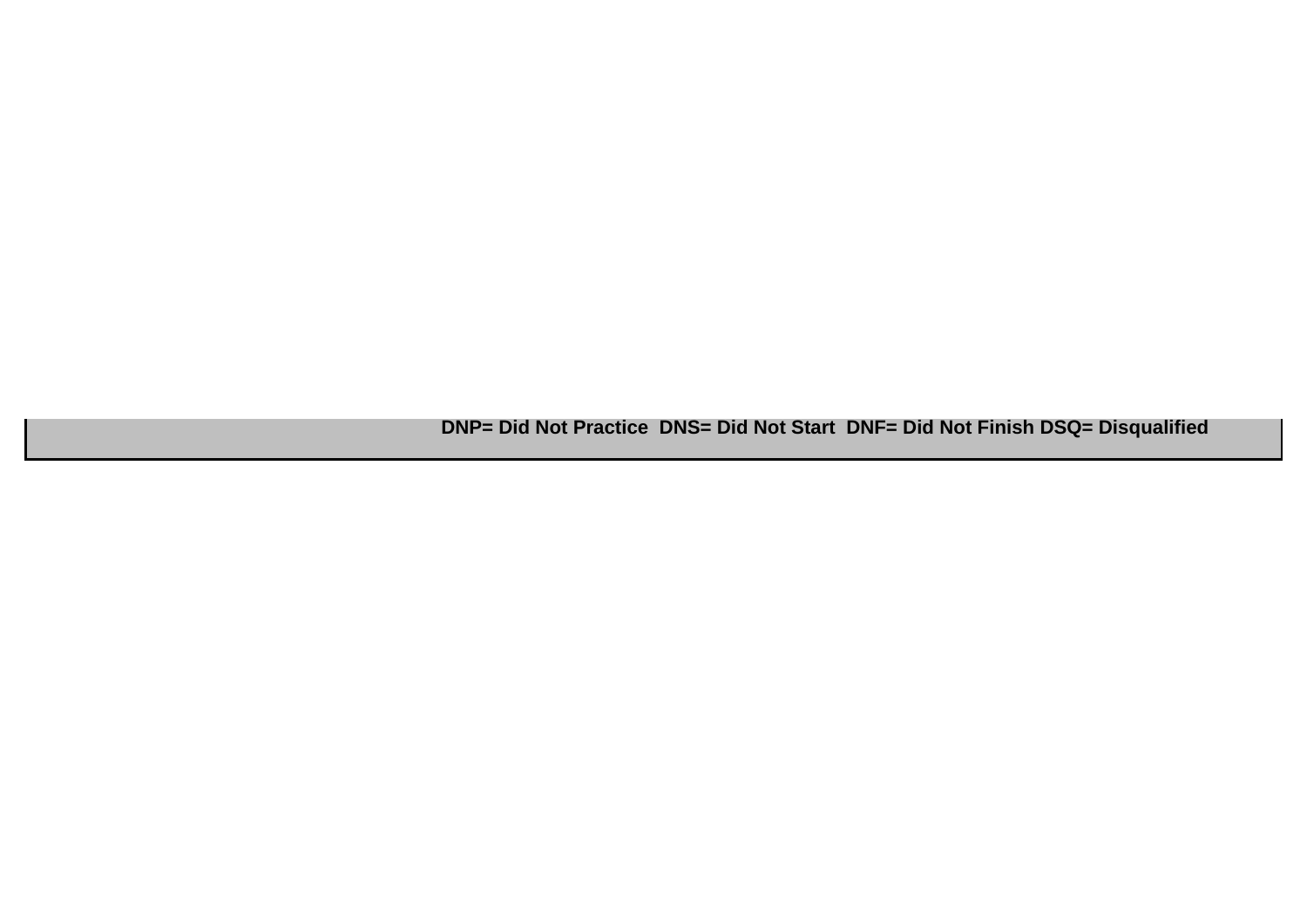**DNP= Did Not Practice  DNS= Did Not Start  DNF= Did Not Finish DSQ= Disqualified**